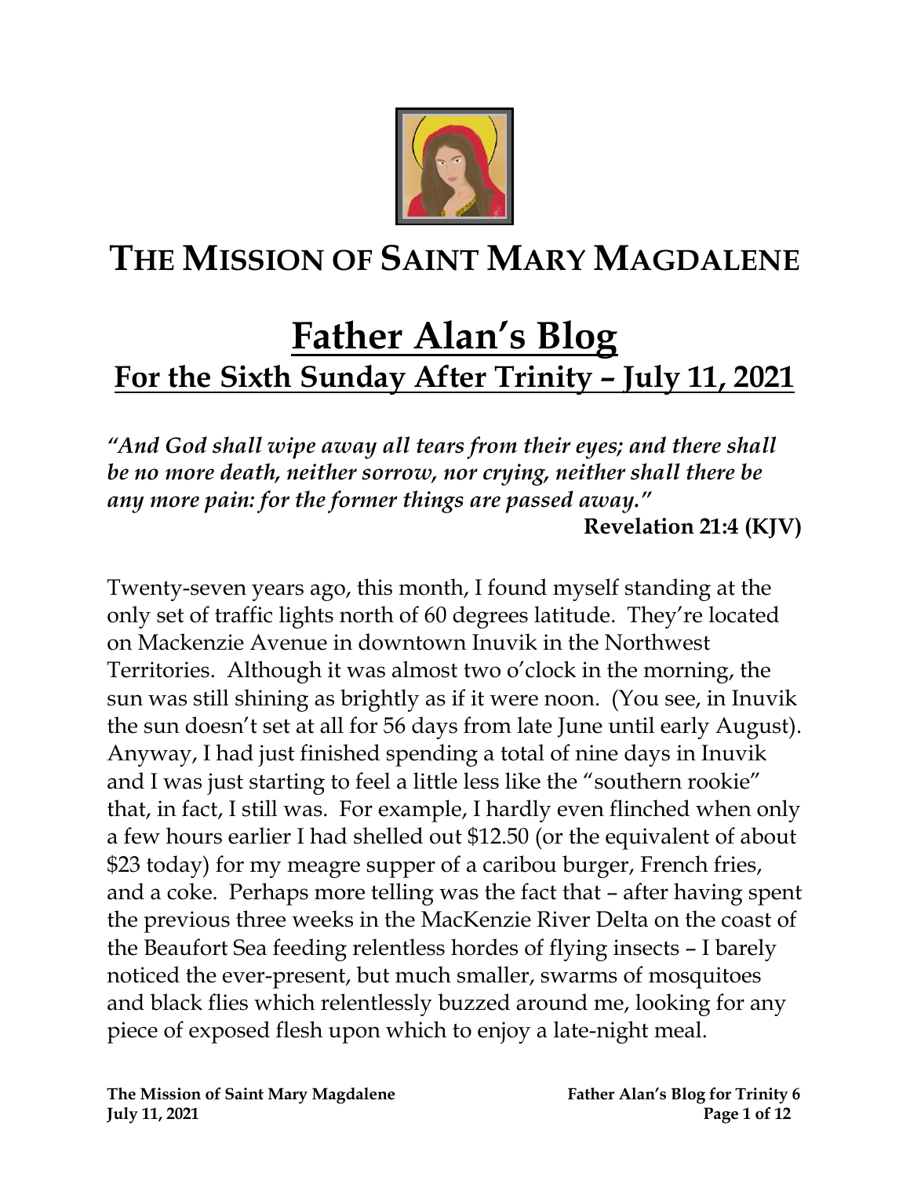# THE MISSION OF SAINT MARY MAGDALENE

# Father Alan's Blog

## For the Sixth Sunday After Trinity – July 11, 2021

***"And God shall wipe away all tears from their eyes; and there shall be no more death, neither sorrow, nor crying, neither shall there be any more pain: for the former things are passed away."***

**Revelation 21:4 (KJV)**

Twenty-seven years ago, this month, I found myself standing at the only set of traffic lights north of 60 degrees latitude. They're located on Mackenzie Avenue in downtown Inuvik in the Northwest Territories. Although it was almost two o'clock in the morning, the sun was still shining as brightly as if it were noon. (You see, in Inuvik the sun doesn't set at all for 56 days from late June until early August). Anyway, I had just finished spending a total of nine days in Inuvik and I was just starting to feel a little less like the "southern rookie" that, in fact, I still was. For example, I hardly even flinched when only a few hours earlier I had shelled out $12.50 (or the equivalent of about $23 today) for my meagre supper of a caribou burger, French fries, and a coke. Perhaps more telling was the fact that – after having spent the previous three weeks in the MacKenzie River Delta on the coast of the Beaufort Sea feeding relentless hordes of flying insects – I barely noticed the ever-present, but much smaller, swarms of mosquitoes and black flies which relentlessly buzzed around me, looking for any piece of exposed flesh upon which to enjoy a late-night meal.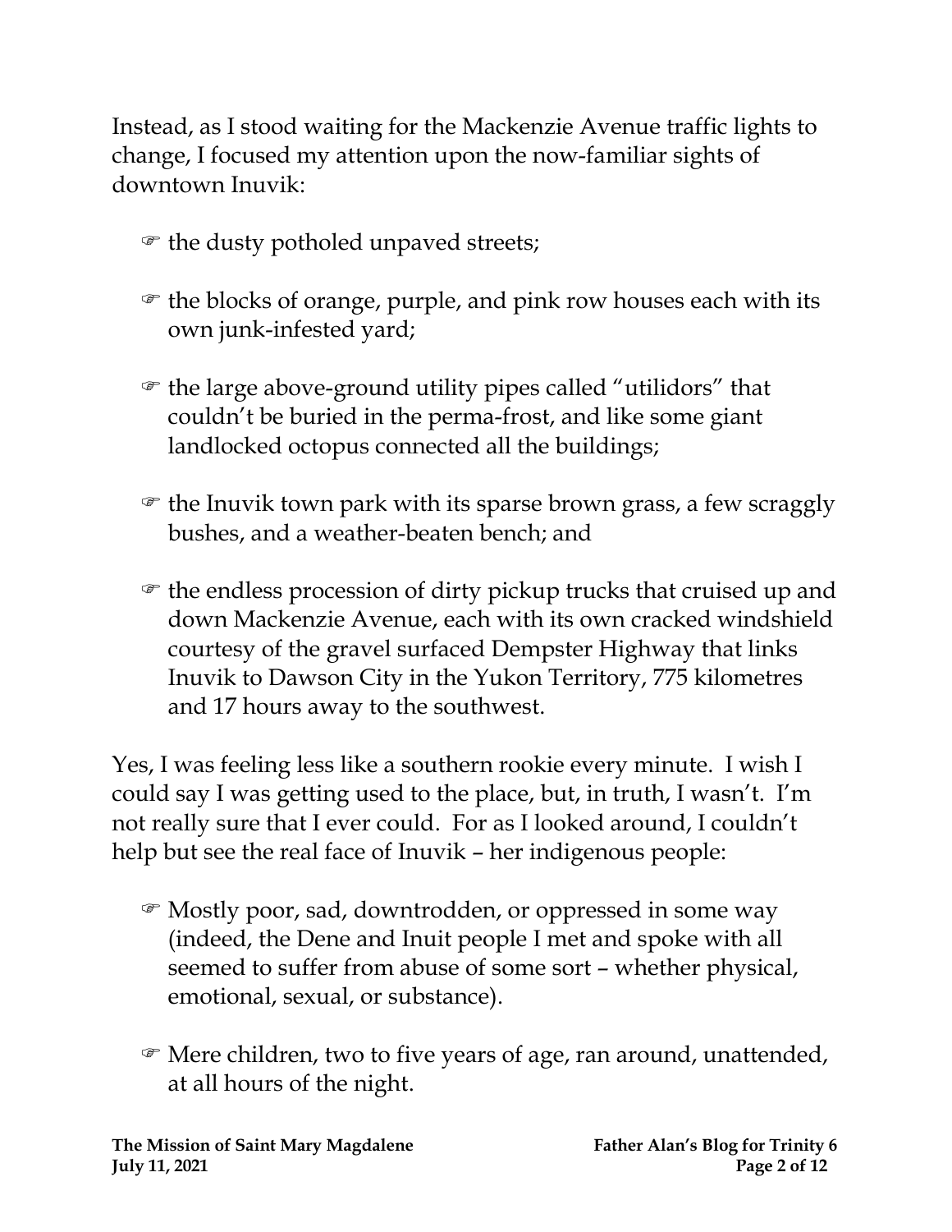Instead, as I stood waiting for the Mackenzie Avenue traffic lights to change, I focused my attention upon the now-familiar sights of downtown Inuvik:

- ☞ the dusty potholed unpaved streets;
- ☞ the blocks of orange, purple, and pink row houses each with its own junk-infested yard;
- ☞ the large above-ground utility pipes called "utilidors" that couldn't be buried in the perma-frost, and like some giant landlocked octopus connected all the buildings;
- ☞ the Inuvik town park with its sparse brown grass, a few scraggly bushes, and a weather-beaten bench; and
- ☞ the endless procession of dirty pickup trucks that cruised up and down Mackenzie Avenue, each with its own cracked windshield courtesy of the gravel surfaced Dempster Highway that links Inuvik to Dawson City in the Yukon Territory, 775 kilometres and 17 hours away to the southwest.

Yes, I was feeling less like a southern rookie every minute. I wish I could say I was getting used to the place, but, in truth, I wasn't. I'm not really sure that I ever could. For as I looked around, I couldn't help but see the real face of Inuvik – her indigenous people:

- ☞ Mostly poor, sad, downtrodden, or oppressed in some way (indeed, the Dene and Inuit people I met and spoke with all seemed to suffer from abuse of some sort – whether physical, emotional, sexual, or substance).
- ☞ Mere children, two to five years of age, ran around, unattended, at all hours of the night.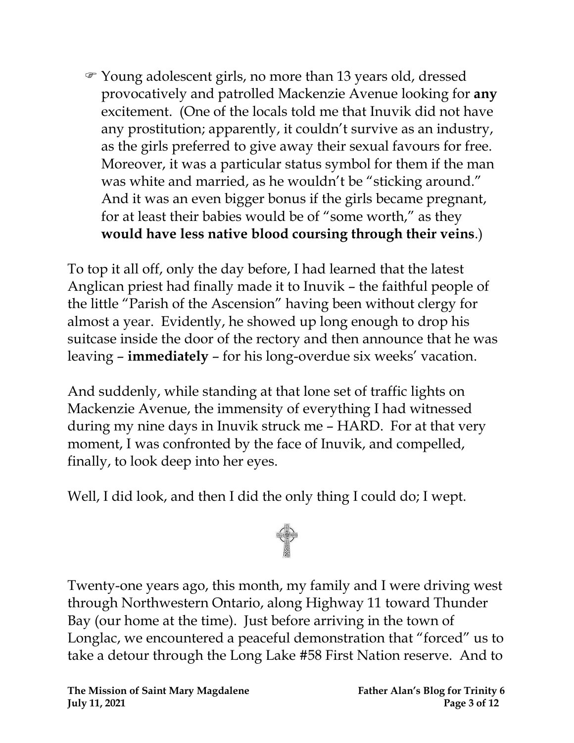☞ Young adolescent girls, no more than 13 years old, dressed provocatively and patrolled Mackenzie Avenue looking for **any** excitement. (One of the locals told me that Inuvik did not have any prostitution; apparently, it couldn't survive as an industry, as the girls preferred to give away their sexual favours for free. Moreover, it was a particular status symbol for them if the man was white and married, as he wouldn't be "sticking around." And it was an even bigger bonus if the girls became pregnant, for at least their babies would be of "some worth," as they **would have less native blood coursing through their veins**.)

To top it all off, only the day before, I had learned that the latest Anglican priest had finally made it to Inuvik – the faithful people of the little "Parish of the Ascension" having been without clergy for almost a year. Evidently, he showed up long enough to drop his suitcase inside the door of the rectory and then announce that he was leaving – **immediately** – for his long-overdue six weeks' vacation.

And suddenly, while standing at that lone set of traffic lights on Mackenzie Avenue, the immensity of everything I had witnessed during my nine days in Inuvik struck me – HARD. For at that very moment, I was confronted by the face of Inuvik, and compelled, finally, to look deep into her eyes.

Well, I did look, and then I did the only thing I could do; I wept.

Twenty-one years ago, this month, my family and I were driving west through Northwestern Ontario, along Highway 11 toward Thunder Bay (our home at the time). Just before arriving in the town of Longlac, we encountered a peaceful demonstration that "forced" us to take a detour through the Long Lake #58 First Nation reserve. And to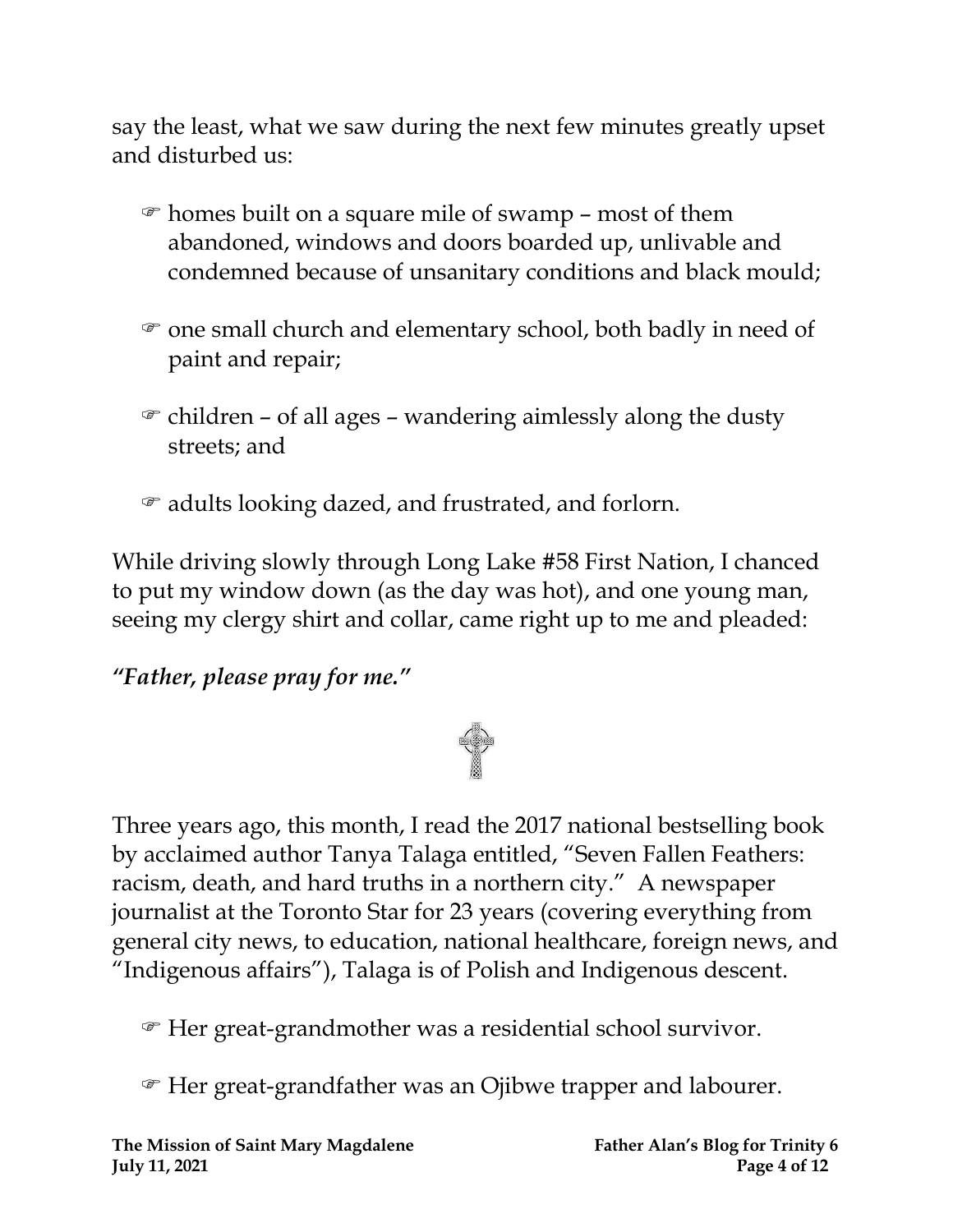say the least, what we saw during the next few minutes greatly upset and disturbed us:

- ☞ homes built on a square mile of swamp – most of them abandoned, windows and doors boarded up, unlivable and condemned because of unsanitary conditions and black mould;
- ☞ one small church and elementary school, both badly in need of paint and repair;
- ☞ children – of all ages – wandering aimlessly along the dusty streets; and
- ☞ adults looking dazed, and frustrated, and forlorn.

While driving slowly through Long Lake #58 First Nation, I chanced to put my window down (as the day was hot), and one young man, seeing my clergy shirt and collar, came right up to me and pleaded:

***"Father, please pray for me."***

Three years ago, this month, I read the 2017 national bestselling book by acclaimed author Tanya Talaga entitled, "Seven Fallen Feathers: racism, death, and hard truths in a northern city." A newspaper journalist at the Toronto Star for 23 years (covering everything from general city news, to education, national healthcare, foreign news, and "Indigenous affairs"), Talaga is of Polish and Indigenous descent.

- ☞ Her great-grandmother was a residential school survivor.
- ☞ Her great-grandfather was an Ojibwe trapper and labourer.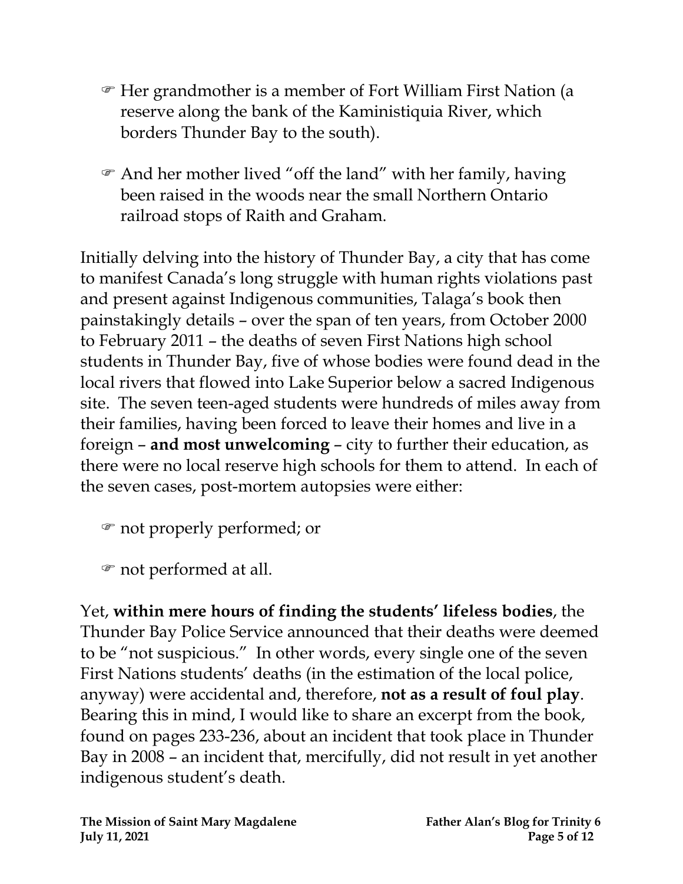☞ Her grandmother is a member of Fort William First Nation (a reserve along the bank of the Kaministiquia River, which borders Thunder Bay to the south).

☞ And her mother lived "off the land" with her family, having been raised in the woods near the small Northern Ontario railroad stops of Raith and Graham.

Initially delving into the history of Thunder Bay, a city that has come to manifest Canada's long struggle with human rights violations past and present against Indigenous communities, Talaga's book then painstakingly details – over the span of ten years, from October 2000 to February 2011 – the deaths of seven First Nations high school students in Thunder Bay, five of whose bodies were found dead in the local rivers that flowed into Lake Superior below a sacred Indigenous site. The seven teen-aged students were hundreds of miles away from their families, having been forced to leave their homes and live in a foreign – **and most unwelcoming** – city to further their education, as there were no local reserve high schools for them to attend. In each of the seven cases, post-mortem autopsies were either:

☞ not properly performed; or

☞ not performed at all.

Yet, **within mere hours of finding the students' lifeless bodies**, the Thunder Bay Police Service announced that their deaths were deemed to be "not suspicious." In other words, every single one of the seven First Nations students' deaths (in the estimation of the local police, anyway) were accidental and, therefore, **not as a result of foul play**. Bearing this in mind, I would like to share an excerpt from the book, found on pages 233-236, about an incident that took place in Thunder Bay in 2008 – an incident that, mercifully, did not result in yet another indigenous student's death.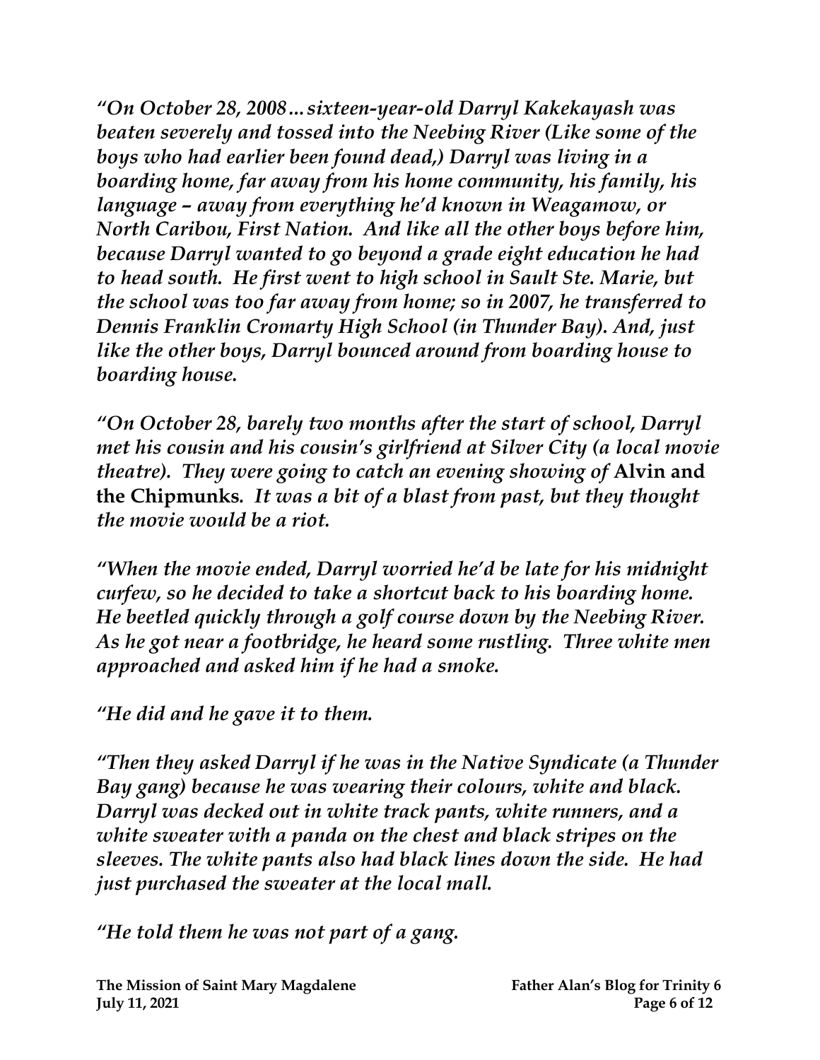*"On October 28, 2008…sixteen-year-old Darryl Kakekayash was beaten severely and tossed into the Neebing River (Like some of the boys who had earlier been found dead,) Darryl was living in a boarding home, far away from his home community, his family, his language – away from everything he'd known in Weagamow, or North Caribou, First Nation. And like all the other boys before him, because Darryl wanted to go beyond a grade eight education he had to head south. He first went to high school in Sault Ste. Marie, but the school was too far away from home; so in 2007, he transferred to Dennis Franklin Cromarty High School (in Thunder Bay). And, just like the other boys, Darryl bounced around from boarding house to boarding house.*

*"On October 28, barely two months after the start of school, Darryl met his cousin and his cousin's girlfriend at Silver City (a local movie theatre). They were going to catch an evening showing of* **Alvin and the Chipmunks**. *It was a bit of a blast from past, but they thought the movie would be a riot.*

*"When the movie ended, Darryl worried he'd be late for his midnight curfew, so he decided to take a shortcut back to his boarding home. He beetled quickly through a golf course down by the Neebing River. As he got near a footbridge, he heard some rustling. Three white men approached and asked him if he had a smoke.*

*"He did and he gave it to them.*

*"Then they asked Darryl if he was in the Native Syndicate (a Thunder Bay gang) because he was wearing their colours, white and black. Darryl was decked out in white track pants, white runners, and a white sweater with a panda on the chest and black stripes on the sleeves. The white pants also had black lines down the side. He had just purchased the sweater at the local mall.*

*"He told them he was not part of a gang.*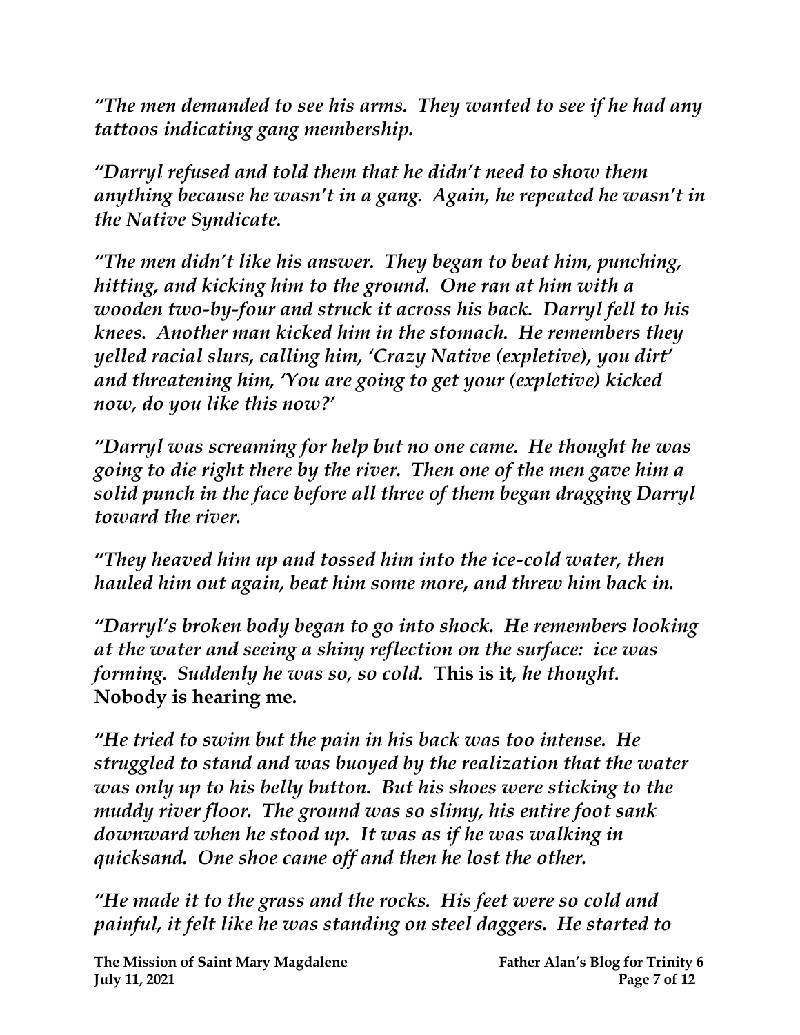*"The men demanded to see his arms. They wanted to see if he had any tattoos indicating gang membership.*

*"Darryl refused and told them that he didn't need to show them anything because he wasn't in a gang. Again, he repeated he wasn't in the Native Syndicate.*

*"The men didn't like his answer. They began to beat him, punching, hitting, and kicking him to the ground. One ran at him with a wooden two-by-four and struck it across his back. Darryl fell to his knees. Another man kicked him in the stomach. He remembers they yelled racial slurs, calling him, 'Crazy Native (expletive), you dirt' and threatening him, 'You are going to get your (expletive) kicked now, do you like this now?'*

*"Darryl was screaming for help but no one came. He thought he was going to die right there by the river. Then one of the men gave him a solid punch in the face before all three of them began dragging Darryl toward the river.*

*"They heaved him up and tossed him into the ice-cold water, then hauled him out again, beat him some more, and threw him back in.*

*"Darryl's broken body began to go into shock. He remembers looking at the water and seeing a shiny reflection on the surface: ice was forming. Suddenly he was so, so cold.* **This is it***, he thought.* **Nobody is hearing me.**

*"He tried to swim but the pain in his back was too intense. He struggled to stand and was buoyed by the realization that the water was only up to his belly button. But his shoes were sticking to the muddy river floor. The ground was so slimy, his entire foot sank downward when he stood up. It was as if he was walking in quicksand. One shoe came off and then he lost the other.*

*"He made it to the grass and the rocks. His feet were so cold and painful, it felt like he was standing on steel daggers. He started to*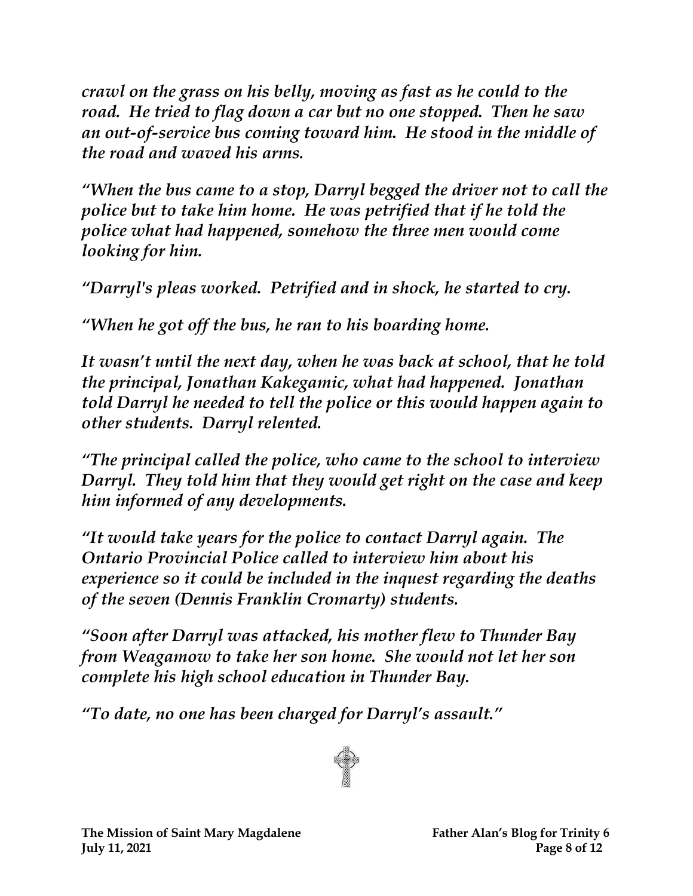*crawl on the grass on his belly, moving as fast as he could to the road. He tried to flag down a car but no one stopped. Then he saw an out-of-service bus coming toward him. He stood in the middle of the road and waved his arms.*

*"When the bus came to a stop, Darryl begged the driver not to call the police but to take him home. He was petrified that if he told the police what had happened, somehow the three men would come looking for him.*

*"Darryl's pleas worked. Petrified and in shock, he started to cry.*

*"When he got off the bus, he ran to his boarding home.*

*It wasn't until the next day, when he was back at school, that he told the principal, Jonathan Kakegamic, what had happened. Jonathan told Darryl he needed to tell the police or this would happen again to other students. Darryl relented.*

*"The principal called the police, who came to the school to interview Darryl. They told him that they would get right on the case and keep him informed of any developments.*

*"It would take years for the police to contact Darryl again. The Ontario Provincial Police called to interview him about his experience so it could be included in the inquest regarding the deaths of the seven (Dennis Franklin Cromarty) students.*

*"Soon after Darryl was attacked, his mother flew to Thunder Bay from Weagamow to take her son home. She would not let her son complete his high school education in Thunder Bay.*

*"To date, no one has been charged for Darryl's assault."*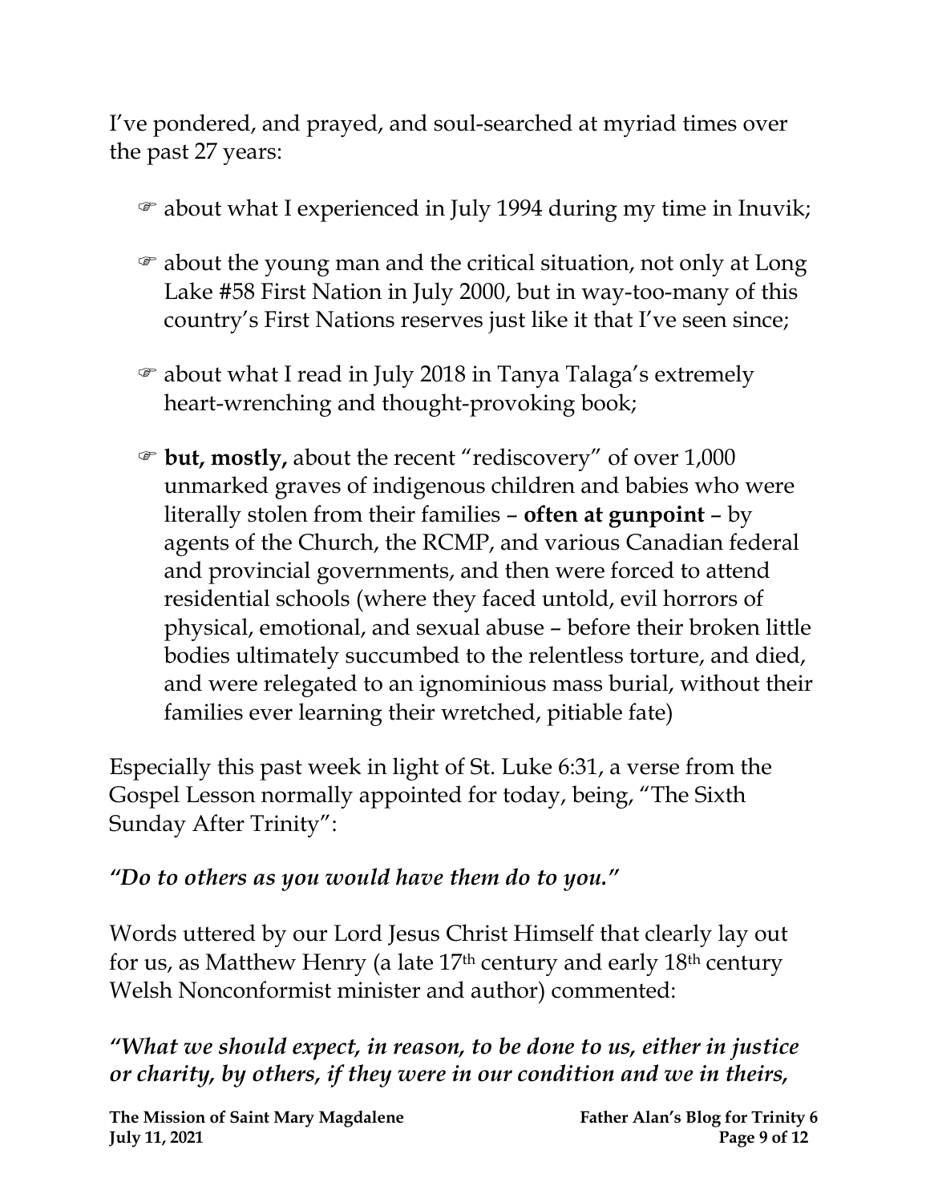I've pondered, and prayed, and soul-searched at myriad times over the past 27 years:

- ☞ about what I experienced in July 1994 during my time in Inuvik;
- ☞ about the young man and the critical situation, not only at Long Lake #58 First Nation in July 2000, but in way-too-many of this country's First Nations reserves just like it that I've seen since;
- ☞ about what I read in July 2018 in Tanya Talaga's extremely heart-wrenching and thought-provoking book;
- ☞ **but, mostly,** about the recent "rediscovery" of over 1,000 unmarked graves of indigenous children and babies who were literally stolen from their families – **often at gunpoint** – by agents of the Church, the RCMP, and various Canadian federal and provincial governments, and then were forced to attend residential schools (where they faced untold, evil horrors of physical, emotional, and sexual abuse – before their broken little bodies ultimately succumbed to the relentless torture, and died, and were relegated to an ignominious mass burial, without their families ever learning their wretched, pitiable fate)

Especially this past week in light of St. Luke 6:31, a verse from the Gospel Lesson normally appointed for today, being, "The Sixth Sunday After Trinity":

*"Do to others as you would have them do to you."*

Words uttered by our Lord Jesus Christ Himself that clearly lay out for us, as Matthew Henry (a late 17th century and early 18th century Welsh Nonconformist minister and author) commented:

***"What we should expect, in reason, to be done to us, either in justice or charity, by others, if they were in our condition and we in theirs,***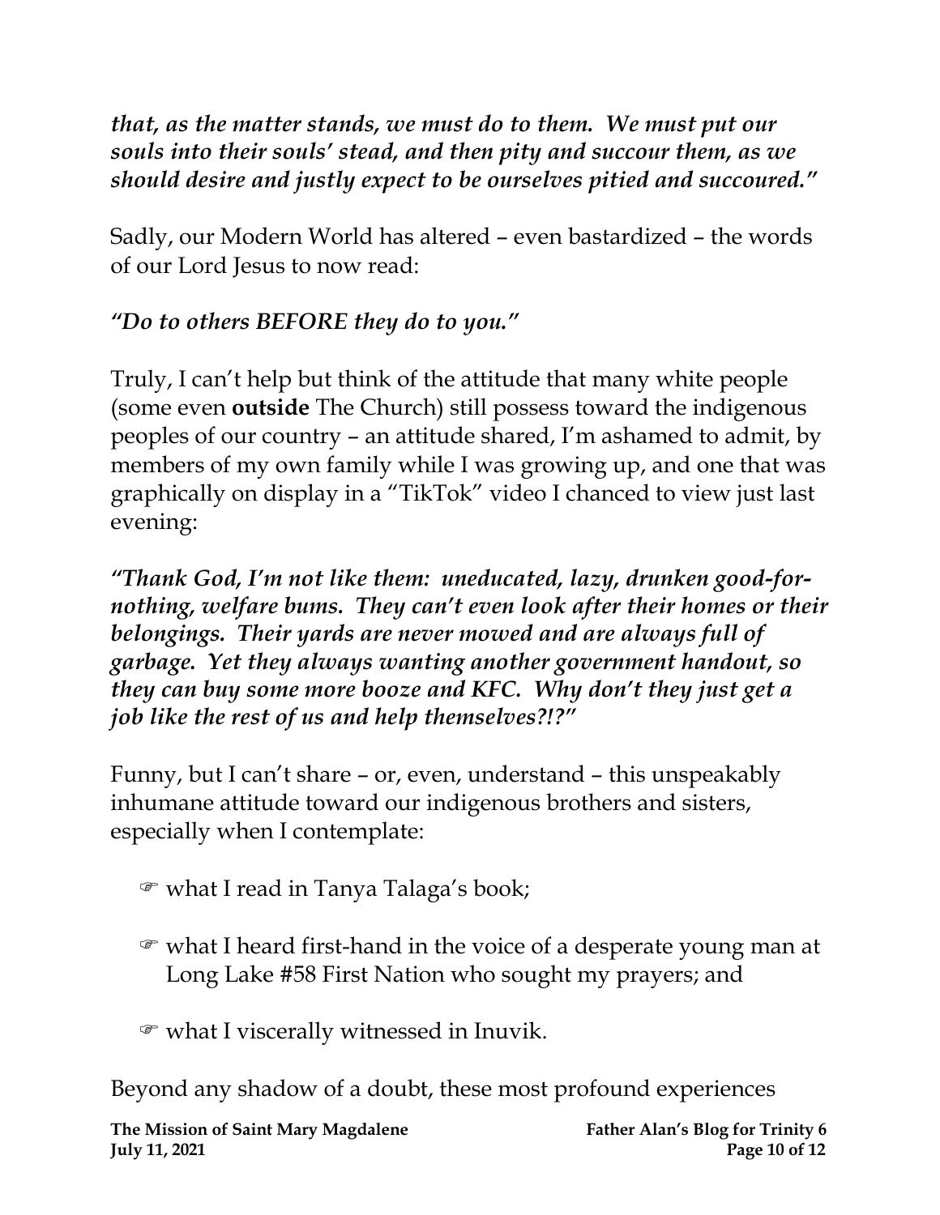***that, as the matter stands, we must do to them. We must put our souls into their souls' stead, and then pity and succour them, as we should desire and justly expect to be ourselves pitied and succoured."***

Sadly, our Modern World has altered – even bastardized – the words of our Lord Jesus to now read:

***"Do to others BEFORE they do to you."***

Truly, I can't help but think of the attitude that many white people (some even **outside** The Church) still possess toward the indigenous peoples of our country – an attitude shared, I'm ashamed to admit, by members of my own family while I was growing up, and one that was graphically on display in a "TikTok" video I chanced to view just last evening:

***"Thank God, I'm not like them: uneducated, lazy, drunken good-for-nothing, welfare bums. They can't even look after their homes or their belongings. Their yards are never mowed and are always full of garbage. Yet they always wanting another government handout, so they can buy some more booze and KFC. Why don't they just get a job like the rest of us and help themselves?!?"***

Funny, but I can't share – or, even, understand – this unspeakably inhumane attitude toward our indigenous brothers and sisters, especially when I contemplate:

- ☞ what I read in Tanya Talaga's book;
- ☞ what I heard first-hand in the voice of a desperate young man at Long Lake #58 First Nation who sought my prayers; and
- ☞ what I viscerally witnessed in Inuvik.

Beyond any shadow of a doubt, these most profound experiences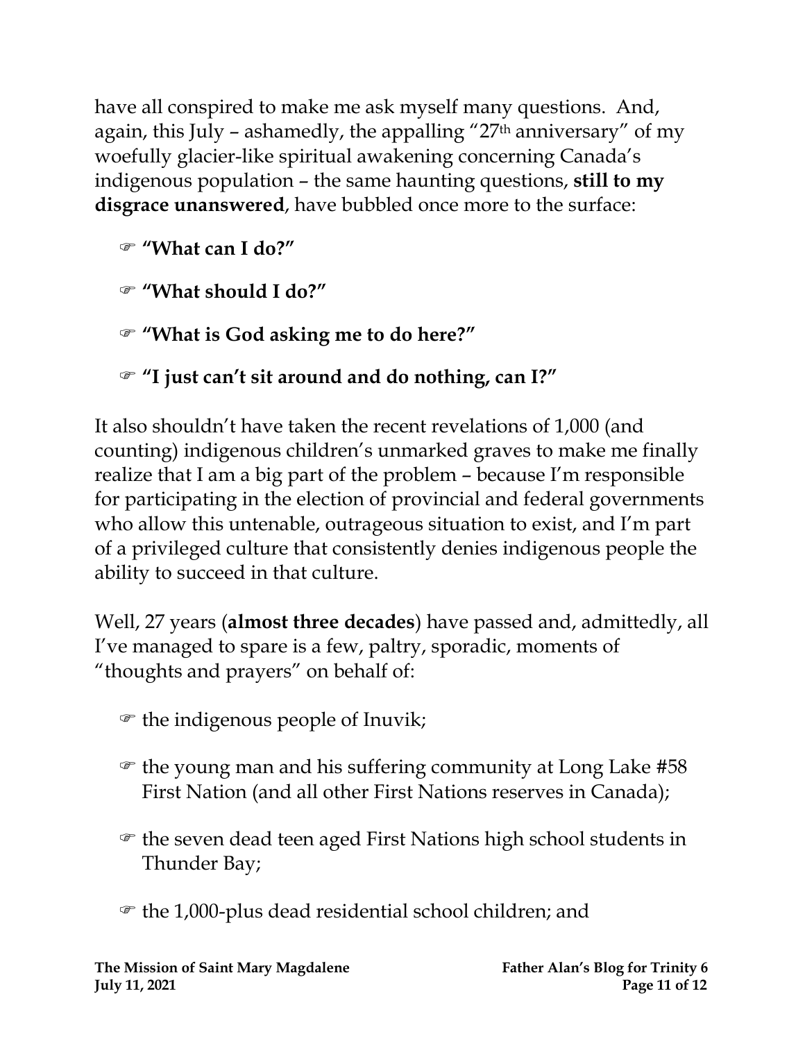have all conspired to make me ask myself many questions. And, again, this July – ashamedly, the appalling "27th anniversary" of my woefully glacier-like spiritual awakening concerning Canada's indigenous population – the same haunting questions, **still to my disgrace unanswered**, have bubbled once more to the surface:

☞ **"What can I do?"**

☞ **"What should I do?"**

☞ **"What is God asking me to do here?"**

☞ **"I just can't sit around and do nothing, can I?"**

It also shouldn't have taken the recent revelations of 1,000 (and counting) indigenous children's unmarked graves to make me finally realize that I am a big part of the problem – because I'm responsible for participating in the election of provincial and federal governments who allow this untenable, outrageous situation to exist, and I'm part of a privileged culture that consistently denies indigenous people the ability to succeed in that culture.

Well, 27 years (**almost three decades**) have passed and, admittedly, all I've managed to spare is a few, paltry, sporadic, moments of "thoughts and prayers" on behalf of:

☞ the indigenous people of Inuvik;

☞ the young man and his suffering community at Long Lake #58 First Nation (and all other First Nations reserves in Canada);

☞ the seven dead teen aged First Nations high school students in Thunder Bay;

☞ the 1,000-plus dead residential school children; and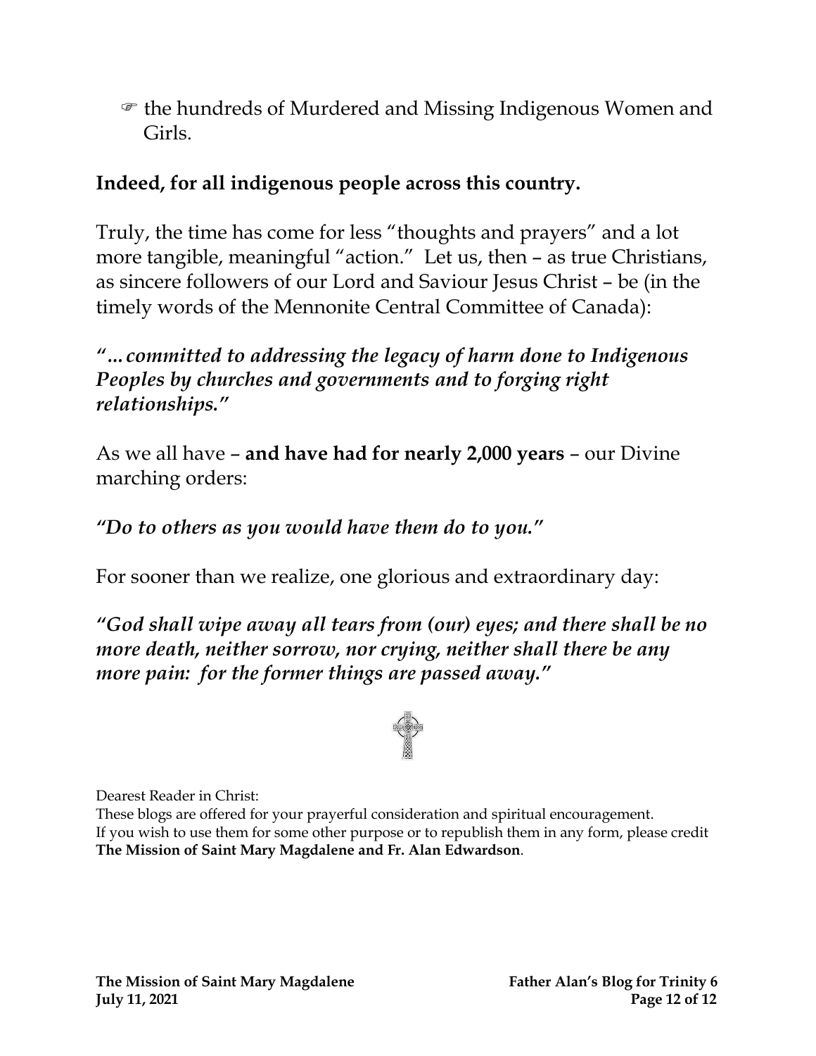☞ the hundreds of Murdered and Missing Indigenous Women and Girls.

**Indeed, for all indigenous people across this country.**

Truly, the time has come for less "thoughts and prayers" and a lot more tangible, meaningful "action." Let us, then – as true Christians, as sincere followers of our Lord and Saviour Jesus Christ – be (in the timely words of the Mennonite Central Committee of Canada):

***"…committed to addressing the legacy of harm done to Indigenous Peoples by churches and governments and to forging right relationships."***

As we all have – **and have had for nearly 2,000 years** – our Divine marching orders:

***"Do to others as you would have them do to you."***

For sooner than we realize, one glorious and extraordinary day:

***"God shall wipe away all tears from (our) eyes; and there shall be no more death, neither sorrow, nor crying, neither shall there be any more pain: for the former things are passed away."***

Dearest Reader in Christ:
These blogs are offered for your prayerful consideration and spiritual encouragement.
If you wish to use them for some other purpose or to republish them in any form, please credit **The Mission of Saint Mary Magdalene and Fr. Alan Edwardson**.